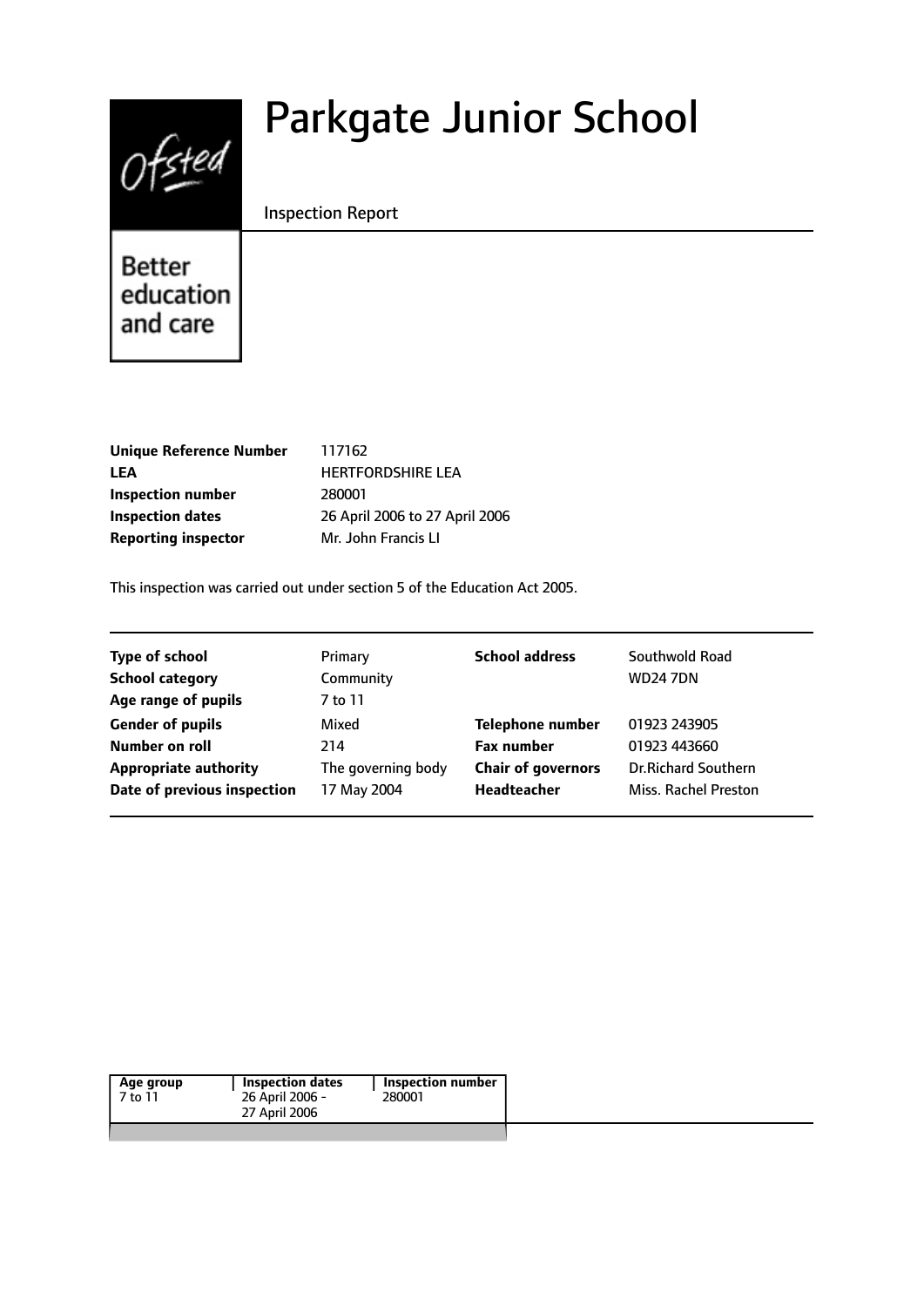# Parkgate Junior School

Inspection Report

Better education and care

| | |
|---|---|
| **Unique Reference Number** | 117162 |
| **LEA** | HERTFORDSHIRE LEA |
| **Inspection number** | 280001 |
| **Inspection dates** | 26 April 2006 to 27 April 2006 |
| **Reporting inspector** | Mr. John Francis LI |

This inspection was carried out under section 5 of the Education Act 2005.

| | | | |
|---|---|---|---|
| **Type of school** | Primary | **School address** | Southwold Road |
| **School category** | Community | | WD24 7DN |
| **Age range of pupils** | 7 to 11 | | |
| **Gender of pupils** | Mixed | **Telephone number** | 01923 243905 |
| **Number on roll** | 214 | **Fax number** | 01923 443660 |
| **Appropriate authority** | The governing body | **Chair of governors** | Dr.Richard Southern |
| **Date of previous inspection** | 17 May 2004 | **Headteacher** | Miss. Rachel Preston |

| Age group | Inspection dates | Inspection number |
|---|---|---|
| 7 to 11 | 26 April 2006 - 27 April 2006 | 280001 |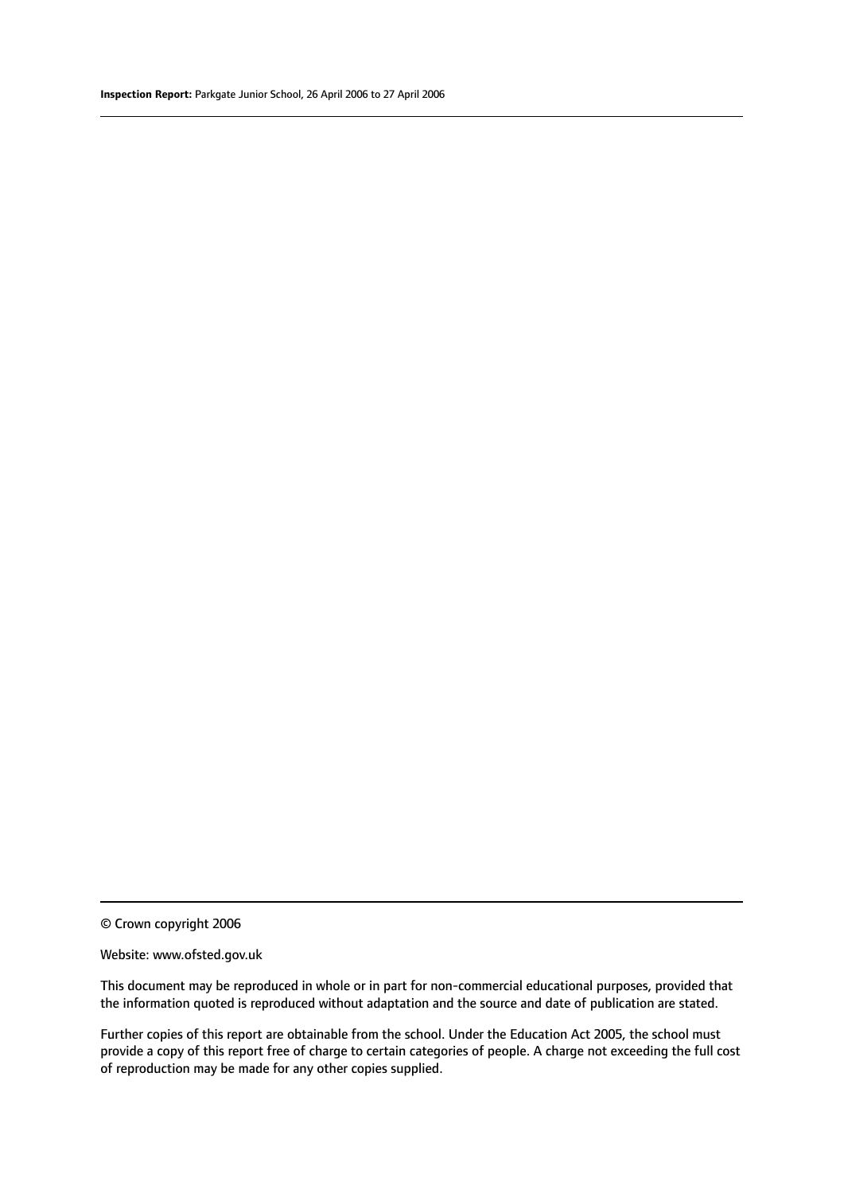© Crown copyright 2006

Website: www.ofsted.gov.uk

This document may be reproduced in whole or in part for non-commercial educational purposes, provided that the information quoted is reproduced without adaptation and the source and date of publication are stated.

Further copies of this report are obtainable from the school. Under the Education Act 2005, the school must provide a copy of this report free of charge to certain categories of people. A charge not exceeding the full cost of reproduction may be made for any other copies supplied.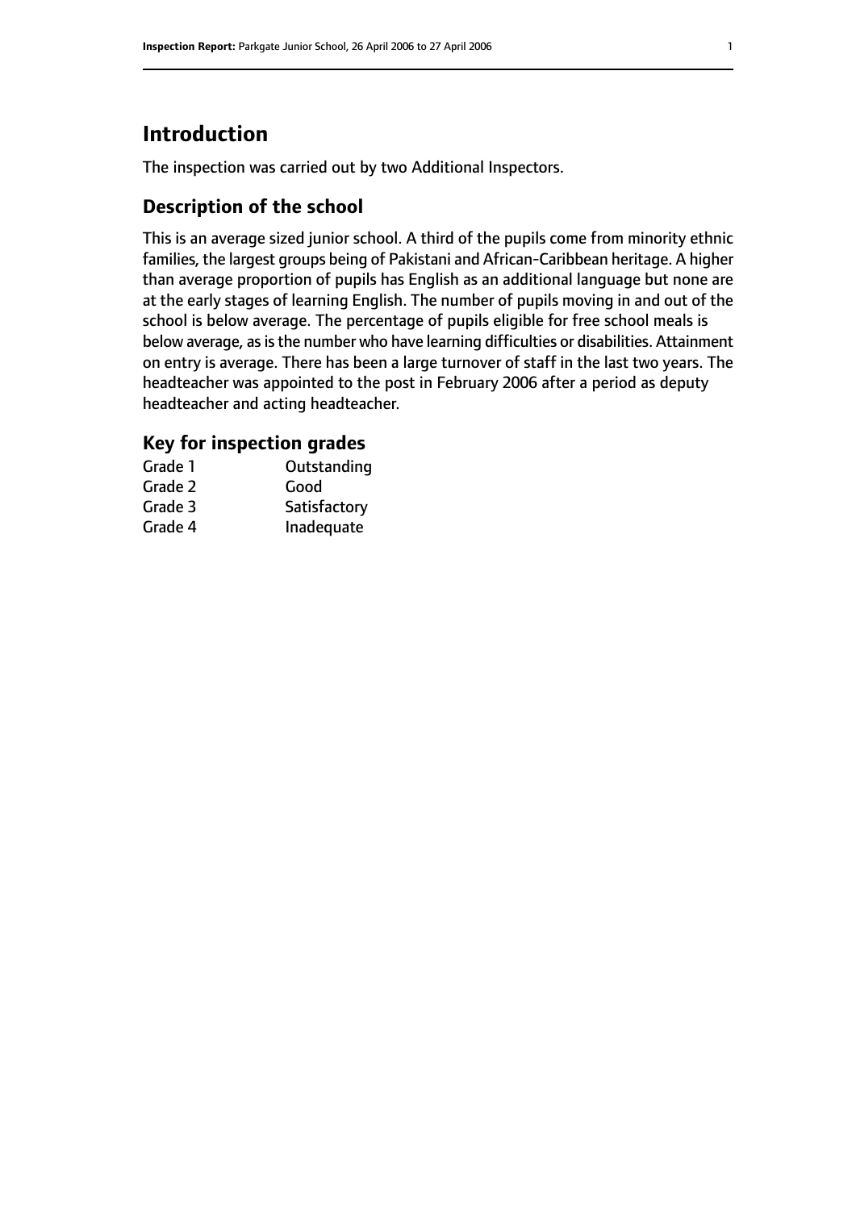# Introduction

The inspection was carried out by two Additional Inspectors.

## Description of the school

This is an average sized junior school. A third of the pupils come from minority ethnic families, the largest groups being of Pakistani and African-Caribbean heritage. A higher than average proportion of pupils has English as an additional language but none are at the early stages of learning English. The number of pupils moving in and out of the school is below average. The percentage of pupils eligible for free school meals is below average, as is the number who have learning difficulties or disabilities. Attainment on entry is average. There has been a large turnover of staff in the last two years. The headteacher was appointed to the post in February 2006 after a period as deputy headteacher and acting headteacher.

## Key for inspection grades

| | |
|---|---|
| Grade 1 | Outstanding |
| Grade 2 | Good |
| Grade 3 | Satisfactory |
| Grade 4 | Inadequate |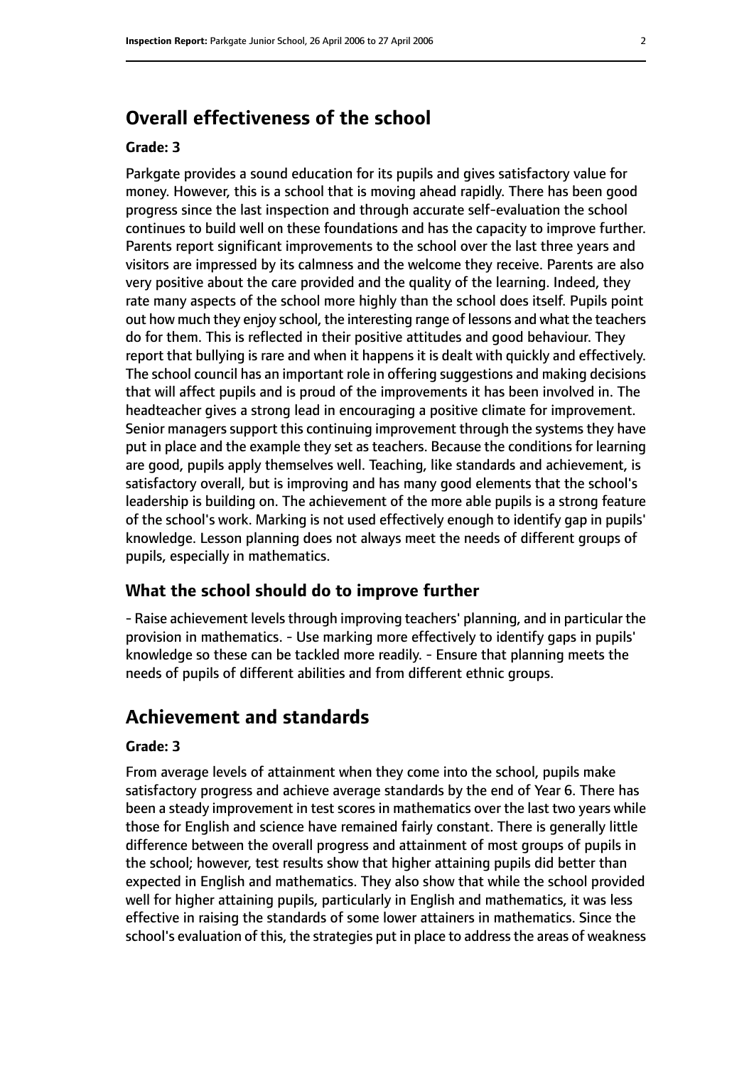## Overall effectiveness of the school

### Grade: 3

Parkgate provides a sound education for its pupils and gives satisfactory value for money. However, this is a school that is moving ahead rapidly. There has been good progress since the last inspection and through accurate self-evaluation the school continues to build well on these foundations and has the capacity to improve further. Parents report significant improvements to the school over the last three years and visitors are impressed by its calmness and the welcome they receive. Parents are also very positive about the care provided and the quality of the learning. Indeed, they rate many aspects of the school more highly than the school does itself. Pupils point out how much they enjoy school, the interesting range of lessons and what the teachers do for them. This is reflected in their positive attitudes and good behaviour. They report that bullying is rare and when it happens it is dealt with quickly and effectively. The school council has an important role in offering suggestions and making decisions that will affect pupils and is proud of the improvements it has been involved in. The headteacher gives a strong lead in encouraging a positive climate for improvement. Senior managers support this continuing improvement through the systems they have put in place and the example they set as teachers. Because the conditions for learning are good, pupils apply themselves well. Teaching, like standards and achievement, is satisfactory overall, but is improving and has many good elements that the school's leadership is building on. The achievement of the more able pupils is a strong feature of the school's work. Marking is not used effectively enough to identify gap in pupils' knowledge. Lesson planning does not always meet the needs of different groups of pupils, especially in mathematics.

### What the school should do to improve further

- Raise achievement levels through improving teachers' planning, and in particular the provision in mathematics. - Use marking more effectively to identify gaps in pupils' knowledge so these can be tackled more readily. - Ensure that planning meets the needs of pupils of different abilities and from different ethnic groups.

## Achievement and standards

### Grade: 3

From average levels of attainment when they come into the school, pupils make satisfactory progress and achieve average standards by the end of Year 6. There has been a steady improvement in test scores in mathematics over the last two years while those for English and science have remained fairly constant. There is generally little difference between the overall progress and attainment of most groups of pupils in the school; however, test results show that higher attaining pupils did better than expected in English and mathematics. They also show that while the school provided well for higher attaining pupils, particularly in English and mathematics, it was less effective in raising the standards of some lower attainers in mathematics. Since the school's evaluation of this, the strategies put in place to address the areas of weakness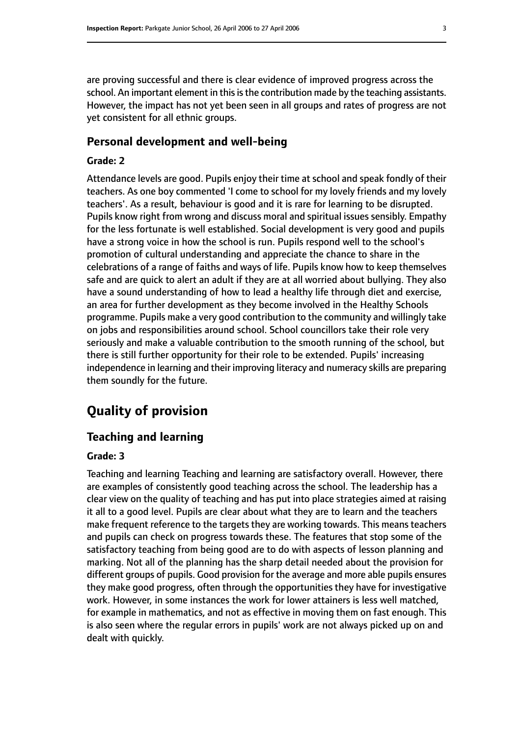are proving successful and there is clear evidence of improved progress across the school. An important element in this is the contribution made by the teaching assistants. However, the impact has not yet been seen in all groups and rates of progress are not yet consistent for all ethnic groups.

### Personal development and well-being

#### Grade: 2

Attendance levels are good. Pupils enjoy their time at school and speak fondly of their teachers. As one boy commented 'I come to school for my lovely friends and my lovely teachers'. As a result, behaviour is good and it is rare for learning to be disrupted. Pupils know right from wrong and discuss moral and spiritual issues sensibly. Empathy for the less fortunate is well established. Social development is very good and pupils have a strong voice in how the school is run. Pupils respond well to the school's promotion of cultural understanding and appreciate the chance to share in the celebrations of a range of faiths and ways of life. Pupils know how to keep themselves safe and are quick to alert an adult if they are at all worried about bullying. They also have a sound understanding of how to lead a healthy life through diet and exercise, an area for further development as they become involved in the Healthy Schools programme. Pupils make a very good contribution to the community and willingly take on jobs and responsibilities around school. School councillors take their role very seriously and make a valuable contribution to the smooth running of the school, but there is still further opportunity for their role to be extended. Pupils' increasing independence in learning and their improving literacy and numeracy skills are preparing them soundly for the future.

## Quality of provision

### Teaching and learning

#### Grade: 3

Teaching and learning Teaching and learning are satisfactory overall. However, there are examples of consistently good teaching across the school. The leadership has a clear view on the quality of teaching and has put into place strategies aimed at raising it all to a good level. Pupils are clear about what they are to learn and the teachers make frequent reference to the targets they are working towards. This means teachers and pupils can check on progress towards these. The features that stop some of the satisfactory teaching from being good are to do with aspects of lesson planning and marking. Not all of the planning has the sharp detail needed about the provision for different groups of pupils. Good provision for the average and more able pupils ensures they make good progress, often through the opportunities they have for investigative work. However, in some instances the work for lower attainers is less well matched, for example in mathematics, and not as effective in moving them on fast enough. This is also seen where the regular errors in pupils' work are not always picked up on and dealt with quickly.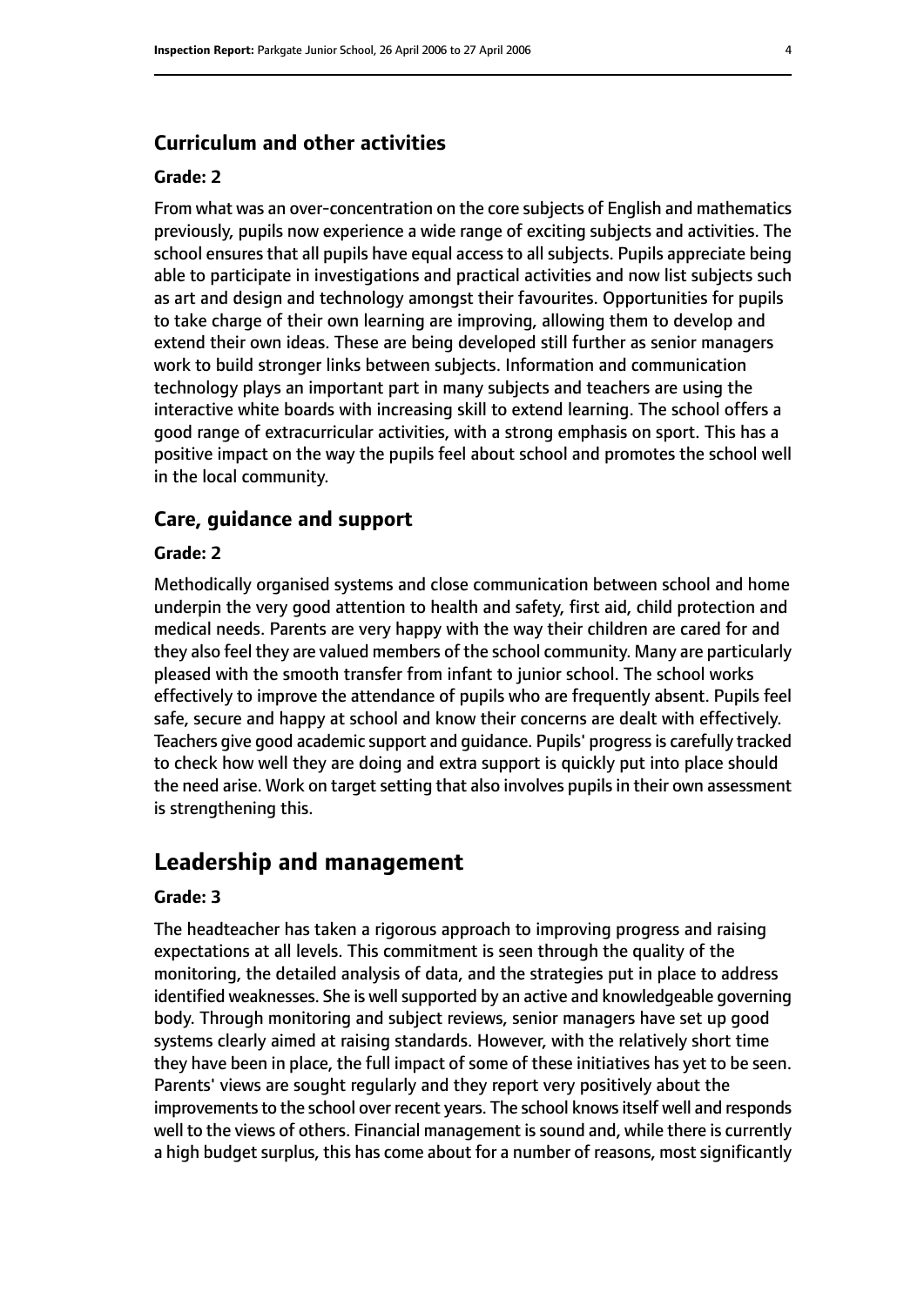### Curriculum and other activities

#### Grade: 2

From what was an over-concentration on the core subjects of English and mathematics previously, pupils now experience a wide range of exciting subjects and activities. The school ensures that all pupils have equal access to all subjects. Pupils appreciate being able to participate in investigations and practical activities and now list subjects such as art and design and technology amongst their favourites. Opportunities for pupils to take charge of their own learning are improving, allowing them to develop and extend their own ideas. These are being developed still further as senior managers work to build stronger links between subjects. Information and communication technology plays an important part in many subjects and teachers are using the interactive white boards with increasing skill to extend learning. The school offers a good range of extracurricular activities, with a strong emphasis on sport. This has a positive impact on the way the pupils feel about school and promotes the school well in the local community.

### Care, guidance and support

#### Grade: 2

Methodically organised systems and close communication between school and home underpin the very good attention to health and safety, first aid, child protection and medical needs. Parents are very happy with the way their children are cared for and they also feel they are valued members of the school community. Many are particularly pleased with the smooth transfer from infant to junior school. The school works effectively to improve the attendance of pupils who are frequently absent. Pupils feel safe, secure and happy at school and know their concerns are dealt with effectively. Teachers give good academic support and guidance. Pupils' progress is carefully tracked to check how well they are doing and extra support is quickly put into place should the need arise. Work on target setting that also involves pupils in their own assessment is strengthening this.

## Leadership and management

#### Grade: 3

The headteacher has taken a rigorous approach to improving progress and raising expectations at all levels. This commitment is seen through the quality of the monitoring, the detailed analysis of data, and the strategies put in place to address identified weaknesses. She is well supported by an active and knowledgeable governing body. Through monitoring and subject reviews, senior managers have set up good systems clearly aimed at raising standards. However, with the relatively short time they have been in place, the full impact of some of these initiatives has yet to be seen. Parents' views are sought regularly and they report very positively about the improvements to the school over recent years. The school knows itself well and responds well to the views of others. Financial management is sound and, while there is currently a high budget surplus, this has come about for a number of reasons, most significantly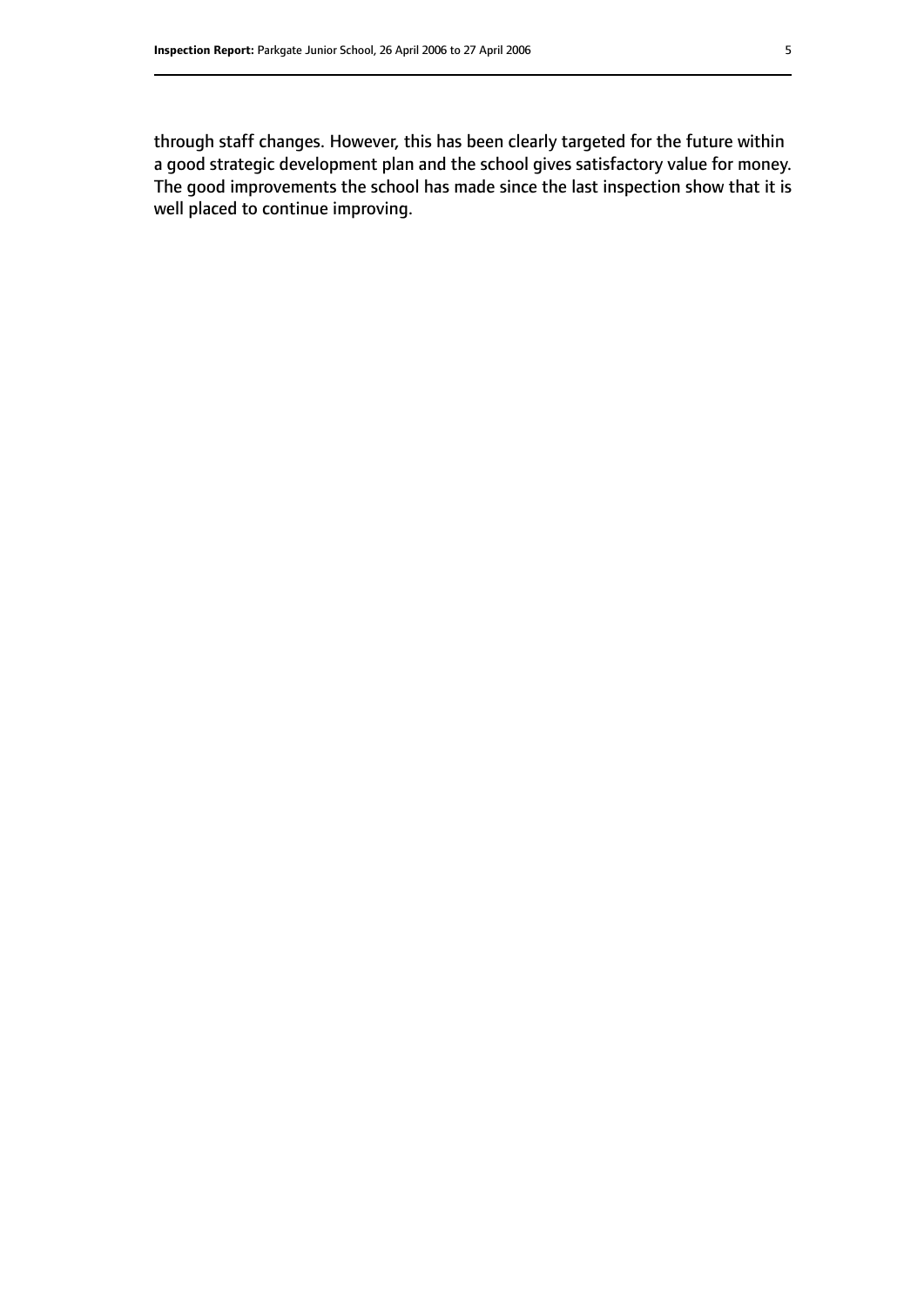through staff changes. However, this has been clearly targeted for the future within a good strategic development plan and the school gives satisfactory value for money. The good improvements the school has made since the last inspection show that it is well placed to continue improving.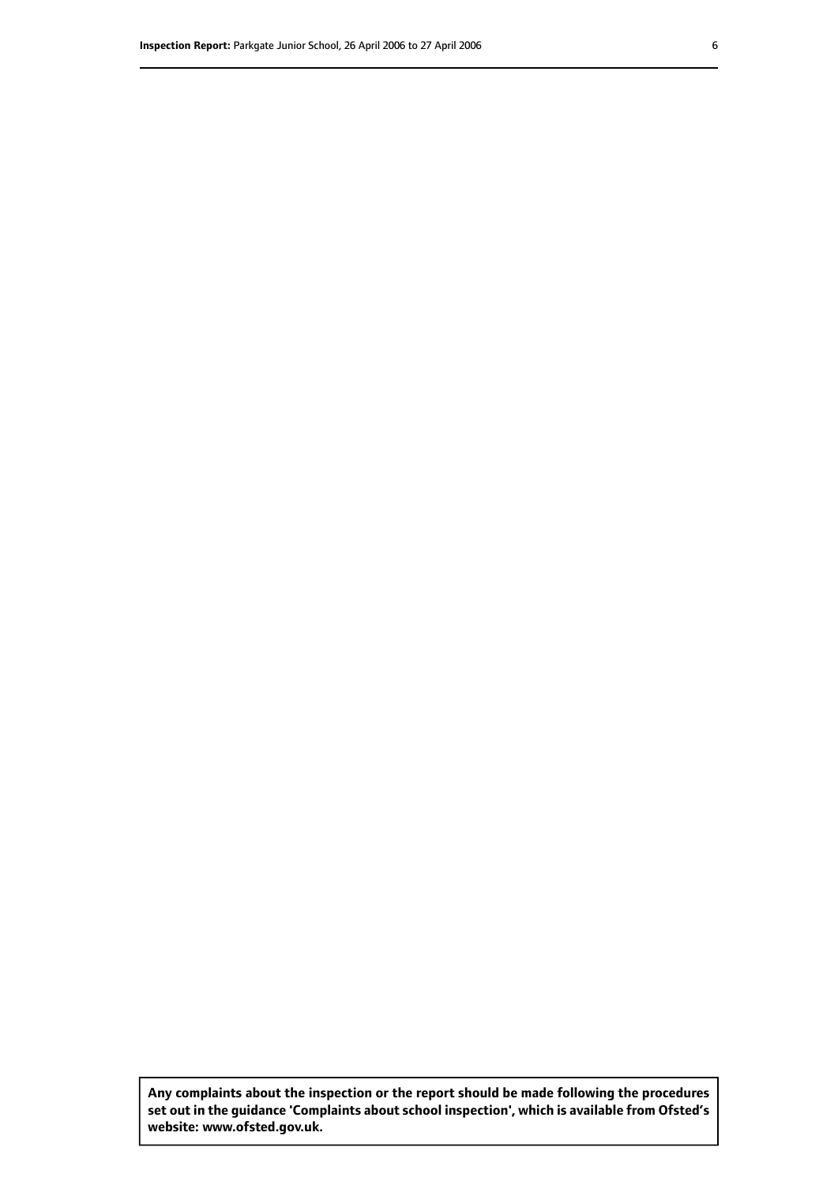**Any complaints about the inspection or the report should be made following the procedures set out in the guidance 'Complaints about school inspection', which is available from Ofsted's website: www.ofsted.gov.uk.**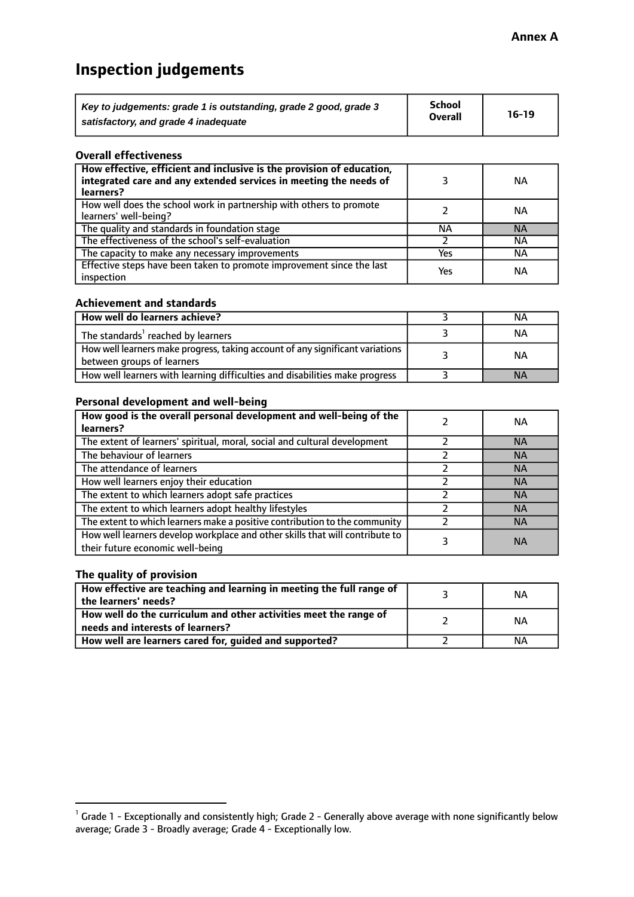**Annex A**

# Inspection judgements

| *Key to judgements: grade 1 is outstanding, grade 2 good, grade 3 satisfactory, and grade 4 inadequate* | School Overall | 16-19 |
|---|---|---|

### Overall effectiveness

| | | |
|---|---|---|
| **How effective, efficient and inclusive is the provision of education, integrated care and any extended services in meeting the needs of learners?** | 3 | NA |
| How well does the school work in partnership with others to promote learners' well-being? | 2 | NA |
| The quality and standards in foundation stage | NA | NA |
| The effectiveness of the school's self-evaluation | 2 | NA |
| The capacity to make any necessary improvements | Yes | NA |
| Effective steps have been taken to promote improvement since the last inspection | Yes | NA |

### Achievement and standards

| | | |
|---|---|---|
| **How well do learners achieve?** | 3 | NA |
| The standards[1] reached by learners | 3 | NA |
| How well learners make progress, taking account of any significant variations between groups of learners | 3 | NA |
| How well learners with learning difficulties and disabilities make progress | 3 | NA |

### Personal development and well-being

| | | |
|---|---|---|
| **How good is the overall personal development and well-being of the learners?** | 2 | NA |
| The extent of learners' spiritual, moral, social and cultural development | 2 | NA |
| The behaviour of learners | 2 | NA |
| The attendance of learners | 2 | NA |
| How well learners enjoy their education | 2 | NA |
| The extent to which learners adopt safe practices | 2 | NA |
| The extent to which learners adopt healthy lifestyles | 2 | NA |
| The extent to which learners make a positive contribution to the community | 2 | NA |
| How well learners develop workplace and other skills that will contribute to their future economic well-being | 3 | NA |

### The quality of provision

| | | |
|---|---|---|
| **How effective are teaching and learning in meeting the full range of the learners' needs?** | 3 | NA |
| **How well do the curriculum and other activities meet the range of needs and interests of learners?** | 2 | NA |
| **How well are learners cared for, guided and supported?** | 2 | NA |

[1] Grade 1 - Exceptionally and consistently high; Grade 2 - Generally above average with none significantly below average; Grade 3 - Broadly average; Grade 4 - Exceptionally low.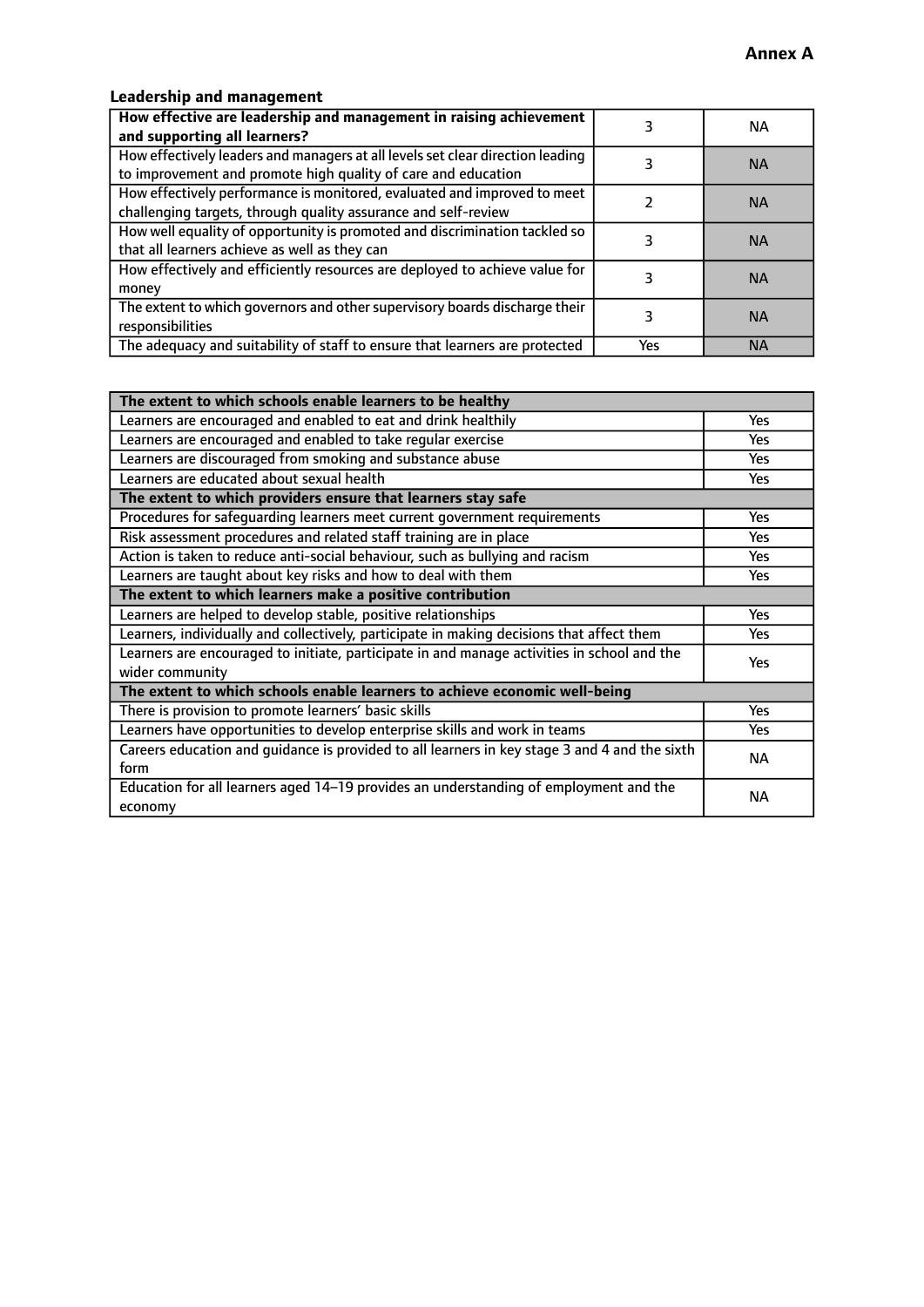**Annex A**

### Leadership and management

| How effective are leadership and management in raising achievement and supporting all learners? | 3 | NA |
|---|---|---|
| How effectively leaders and managers at all levels set clear direction leading to improvement and promote high quality of care and education | 3 | NA |
| How effectively performance is monitored, evaluated and improved to meet challenging targets, through quality assurance and self-review | 2 | NA |
| How well equality of opportunity is promoted and discrimination tackled so that all learners achieve as well as they can | 3 | NA |
| How effectively and efficiently resources are deployed to achieve value for money | 3 | NA |
| The extent to which governors and other supervisory boards discharge their responsibilities | 3 | NA |
| The adequacy and suitability of staff to ensure that learners are protected | Yes | NA |

| **The extent to which schools enable learners to be healthy** | |
|---|---|
| Learners are encouraged and enabled to eat and drink healthily | Yes |
| Learners are encouraged and enabled to take regular exercise | Yes |
| Learners are discouraged from smoking and substance abuse | Yes |
| Learners are educated about sexual health | Yes |
| **The extent to which providers ensure that learners stay safe** | |
| Procedures for safeguarding learners meet current government requirements | Yes |
| Risk assessment procedures and related staff training are in place | Yes |
| Action is taken to reduce anti-social behaviour, such as bullying and racism | Yes |
| Learners are taught about key risks and how to deal with them | Yes |
| **The extent to which learners make a positive contribution** | |
| Learners are helped to develop stable, positive relationships | Yes |
| Learners, individually and collectively, participate in making decisions that affect them | Yes |
| Learners are encouraged to initiate, participate in and manage activities in school and the wider community | Yes |
| **The extent to which schools enable learners to achieve economic well-being** | |
| There is provision to promote learners' basic skills | Yes |
| Learners have opportunities to develop enterprise skills and work in teams | Yes |
| Careers education and guidance is provided to all learners in key stage 3 and 4 and the sixth form | NA |
| Education for all learners aged 14–19 provides an understanding of employment and the economy | NA |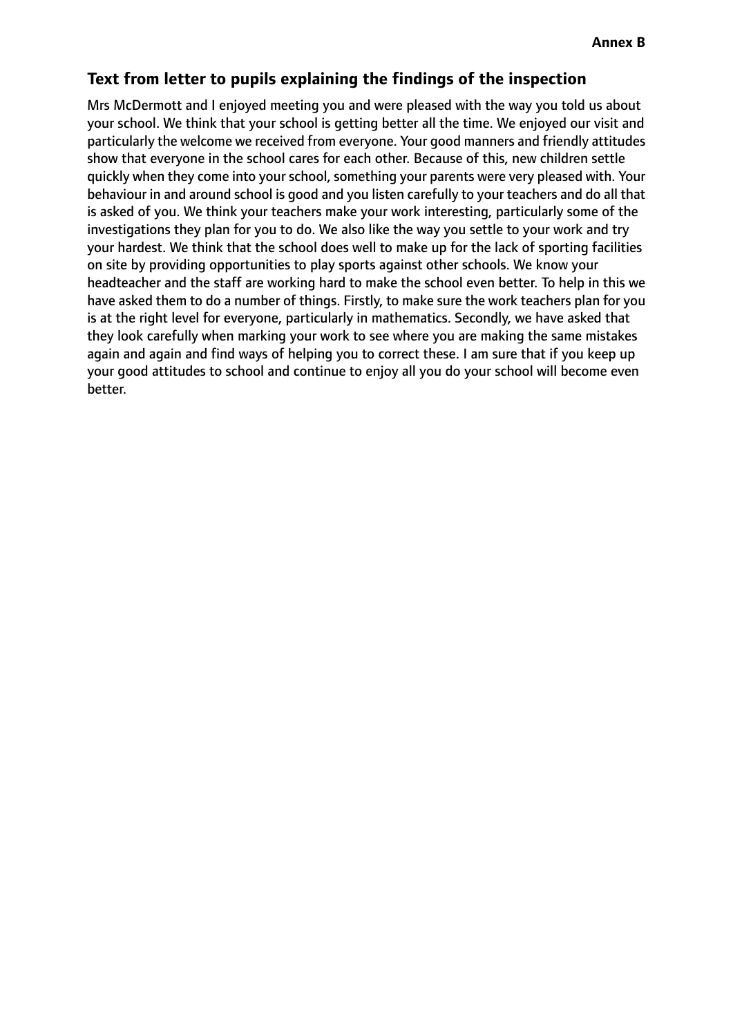Annex B

## Text from letter to pupils explaining the findings of the inspection

Mrs McDermott and I enjoyed meeting you and were pleased with the way you told us about your school. We think that your school is getting better all the time. We enjoyed our visit and particularly the welcome we received from everyone. Your good manners and friendly attitudes show that everyone in the school cares for each other. Because of this, new children settle quickly when they come into your school, something your parents were very pleased with. Your behaviour in and around school is good and you listen carefully to your teachers and do all that is asked of you. We think your teachers make your work interesting, particularly some of the investigations they plan for you to do. We also like the way you settle to your work and try your hardest. We think that the school does well to make up for the lack of sporting facilities on site by providing opportunities to play sports against other schools. We know your headteacher and the staff are working hard to make the school even better. To help in this we have asked them to do a number of things. Firstly, to make sure the work teachers plan for you is at the right level for everyone, particularly in mathematics. Secondly, we have asked that they look carefully when marking your work to see where you are making the same mistakes again and again and find ways of helping you to correct these. I am sure that if you keep up your good attitudes to school and continue to enjoy all you do your school will become even better.